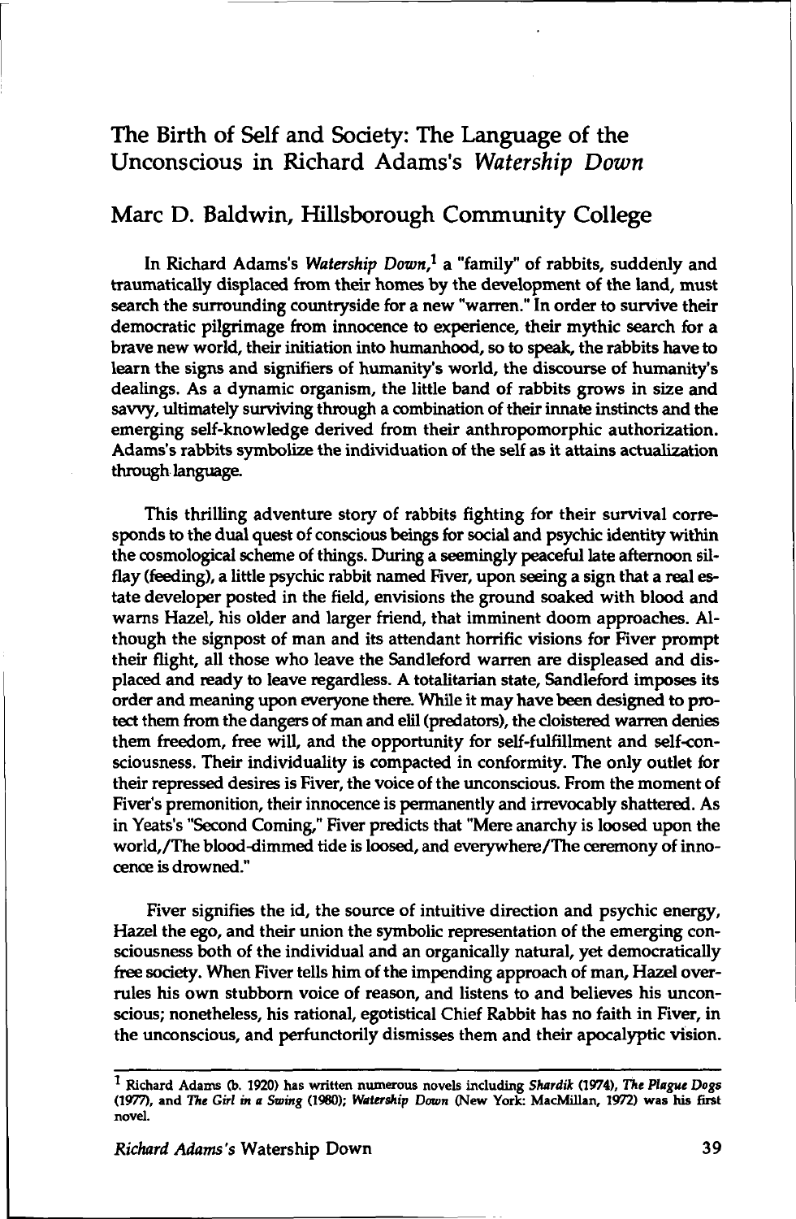# The Birth of Self and Society: The Language of the Unconscious in Richard Adams's *Watership Down*

## Marc D. Baldwin, Hillsborough Community College

In Richard Adams's *Watership Down*,[1] a "family" of rabbits, suddenly and traumatically displaced from their homes by the development of the land, must search the surrounding countryside for a new "warren." In order to survive their democratic pilgrimage from innocence to experience, their mythic search for a brave new world, their initiation into humanhood, so to speak, the rabbits have to learn the signs and signifiers of humanity's world, the discourse of humanity's dealings. As a dynamic organism, the little band of rabbits grows in size and savvy, ultimately surviving through a combination of their innate instincts and the emerging self-knowledge derived from their anthropomorphic authorization. Adams's rabbits symbolize the individuation of the self as it attains actualization through language.

This thrilling adventure story of rabbits fighting for their survival corresponds to the dual quest of conscious beings for social and psychic identity within the cosmological scheme of things. During a seemingly peaceful late afternoon silflay (feeding), a little psychic rabbit named Fiver, upon seeing a sign that a real estate developer posted in the field, envisions the ground soaked with blood and warns Hazel, his older and larger friend, that imminent doom approaches. Although the signpost of man and its attendant horrific visions for Fiver prompt their flight, all those who leave the Sandleford warren are displeased and displaced and ready to leave regardless. A totalitarian state, Sandleford imposes its order and meaning upon everyone there. While it may have been designed to protect them from the dangers of man and elil (predators), the cloistered warren denies them freedom, free will, and the opportunity for self-fulfillment and self-consciousness. Their individuality is compacted in conformity. The only outlet for their repressed desires is Fiver, the voice of the unconscious. From the moment of Fiver's premonition, their innocence is permanently and irrevocably shattered. As in Yeats's "Second Coming," Fiver predicts that "Mere anarchy is loosed upon the world,/The blood-dimmed tide is loosed, and everywhere/The ceremony of innocence is drowned."

Fiver signifies the id, the source of intuitive direction and psychic energy, Hazel the ego, and their union the symbolic representation of the emerging consciousness both of the individual and an organically natural, yet democratically free society. When Fiver tells him of the impending approach of man, Hazel overrules his own stubborn voice of reason, and listens to and believes his unconscious; nonetheless, his rational, egotistical Chief Rabbit has no faith in Fiver, in the unconscious, and perfunctorily dismisses them and their apocalyptic vision.

---

[1] Richard Adams (b. 1920) has written numerous novels including *Shardik* (1974), *The Plague Dogs* (1977), and *The Girl in a Swing* (1980); *Watership Down* (New York: MacMillan, 1972) was his first novel.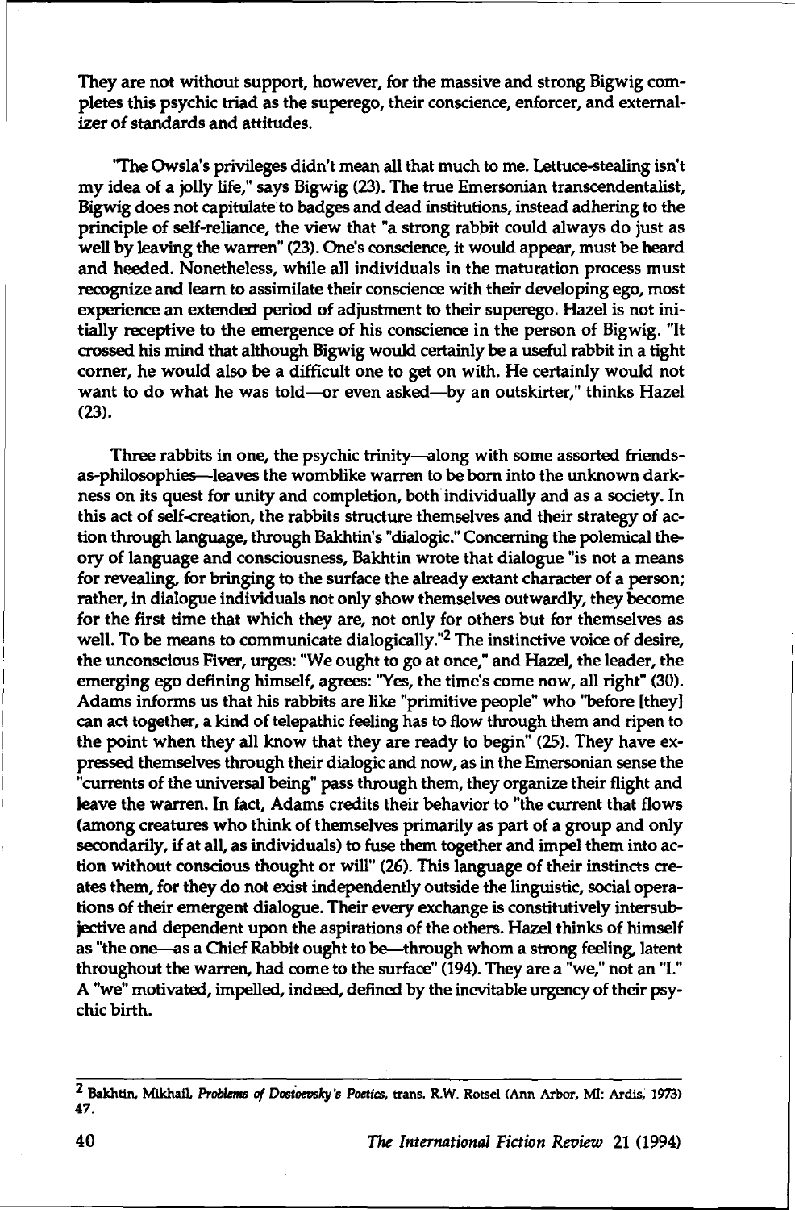They are not without support, however, for the massive and strong Bigwig completes this psychic triad as the superego, their conscience, enforcer, and externalizer of standards and attitudes.

"The Owsla's privileges didn't mean all that much to me. Lettuce-stealing isn't my idea of a jolly life," says Bigwig (23). The true Emersonian transcendentalist, Bigwig does not capitulate to badges and dead institutions, instead adhering to the principle of self-reliance, the view that "a strong rabbit could always do just as well by leaving the warren" (23). One's conscience, it would appear, must be heard and heeded. Nonetheless, while all individuals in the maturation process must recognize and learn to assimilate their conscience with their developing ego, most experience an extended period of adjustment to their superego. Hazel is not initially receptive to the emergence of his conscience in the person of Bigwig. "It crossed his mind that although Bigwig would certainly be a useful rabbit in a tight corner, he would also be a difficult one to get on with. He certainly would not want to do what he was told—or even asked—by an outskirter," thinks Hazel (23).

Three rabbits in one, the psychic trinity—along with some assorted friends-as-philosophies—leaves the womblike warren to be born into the unknown darkness on its quest for unity and completion, both individually and as a society. In this act of self-creation, the rabbits structure themselves and their strategy of action through language, through Bakhtin's "dialogic." Concerning the polemical theory of language and consciousness, Bakhtin wrote that dialogue "is not a means for revealing, for bringing to the surface the already extant character of a person; rather, in dialogue individuals not only show themselves outwardly, they become for the first time that which they are, not only for others but for themselves as well. To be means to communicate dialogically."[2] The instinctive voice of desire, the unconscious Fiver, urges: "We ought to go at once," and Hazel, the leader, the emerging ego defining himself, agrees: "Yes, the time's come now, all right" (30). Adams informs us that his rabbits are like "primitive people" who "before [they] can act together, a kind of telepathic feeling has to flow through them and ripen to the point when they all know that they are ready to begin" (25). They have expressed themselves through their dialogic and now, as in the Emersonian sense the "currents of the universal being" pass through them, they organize their flight and leave the warren. In fact, Adams credits their behavior to "the current that flows (among creatures who think of themselves primarily as part of a group and only secondarily, if at all, as individuals) to fuse them together and impel them into action without conscious thought or will" (26). This language of their instincts creates them, for they do not exist independently outside the linguistic, social operations of their emergent dialogue. Their every exchange is constitutively intersubjective and dependent upon the aspirations of the others. Hazel thinks of himself as "the one—as a Chief Rabbit ought to be—through whom a strong feeling, latent throughout the warren, had come to the surface" (194). They are a "we," not an "I." A "we" motivated, impelled, indeed, defined by the inevitable urgency of their psychic birth.

---

[2] Bakhtin, Mikhail, *Problems of Dostoevsky's Poetics*, trans. R.W. Rotsel (Ann Arbor, MI: Ardis, 1973) 47.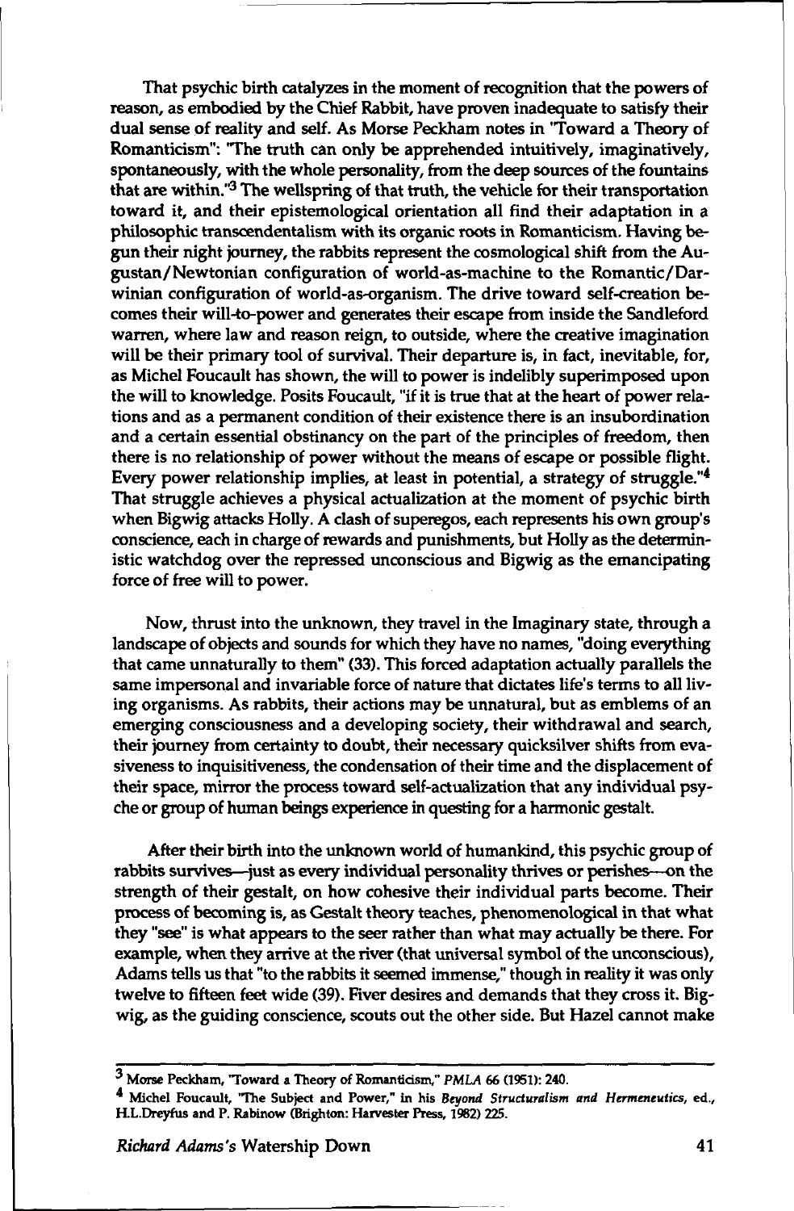That psychic birth catalyzes in the moment of recognition that the powers of reason, as embodied by the Chief Rabbit, have proven inadequate to satisfy their dual sense of reality and self. As Morse Peckham notes in "Toward a Theory of Romanticism": "The truth can only be apprehended intuitively, imaginatively, spontaneously, with the whole personality, from the deep sources of the fountains that are within."[3] The wellspring of that truth, the vehicle for their transportation toward it, and their epistemological orientation all find their adaptation in a philosophic transcendentalism with its organic roots in Romanticism. Having begun their night journey, the rabbits represent the cosmological shift from the Augustan/Newtonian configuration of world-as-machine to the Romantic/Darwinian configuration of world-as-organism. The drive toward self-creation becomes their will-to-power and generates their escape from inside the Sandleford warren, where law and reason reign, to outside, where the creative imagination will be their primary tool of survival. Their departure is, in fact, inevitable, for, as Michel Foucault has shown, the will to power is indelibly superimposed upon the will to knowledge. Posits Foucault, "if it is true that at the heart of power relations and as a permanent condition of their existence there is an insubordination and a certain essential obstinancy on the part of the principles of freedom, then there is no relationship of power without the means of escape or possible flight. Every power relationship implies, at least in potential, a strategy of struggle."[4] That struggle achieves a physical actualization at the moment of psychic birth when Bigwig attacks Holly. A clash of superegos, each represents his own group's conscience, each in charge of rewards and punishments, but Holly as the deterministic watchdog over the repressed unconscious and Bigwig as the emancipating force of free will to power.

Now, thrust into the unknown, they travel in the Imaginary state, through a landscape of objects and sounds for which they have no names, "doing everything that came unnaturally to them" (33). This forced adaptation actually parallels the same impersonal and invariable force of nature that dictates life's terms to all living organisms. As rabbits, their actions may be unnatural, but as emblems of an emerging consciousness and a developing society, their withdrawal and search, their journey from certainty to doubt, their necessary quicksilver shifts from evasiveness to inquisitiveness, the condensation of their time and the displacement of their space, mirror the process toward self-actualization that any individual psyche or group of human beings experience in questing for a harmonic gestalt.

After their birth into the unknown world of humankind, this psychic group of rabbits survives—just as every individual personality thrives or perishes—on the strength of their gestalt, on how cohesive their individual parts become. Their process of becoming is, as Gestalt theory teaches, phenomenological in that what they "see" is what appears to the seer rather than what may actually be there. For example, when they arrive at the river (that universal symbol of the unconscious), Adams tells us that "to the rabbits it seemed immense," though in reality it was only twelve to fifteen feet wide (39). Fiver desires and demands that they cross it. Bigwig, as the guiding conscience, scouts out the other side. But Hazel cannot make

---

[3] Morse Peckham, "Toward a Theory of Romanticism," *PMLA* 66 (1951): 240.

[4] Michel Foucault, "The Subject and Power," in his *Beyond Structuralism and Hermeneutics*, ed., H.L.Dreyfus and P. Rabinow (Brighton: Harvester Press, 1982) 225.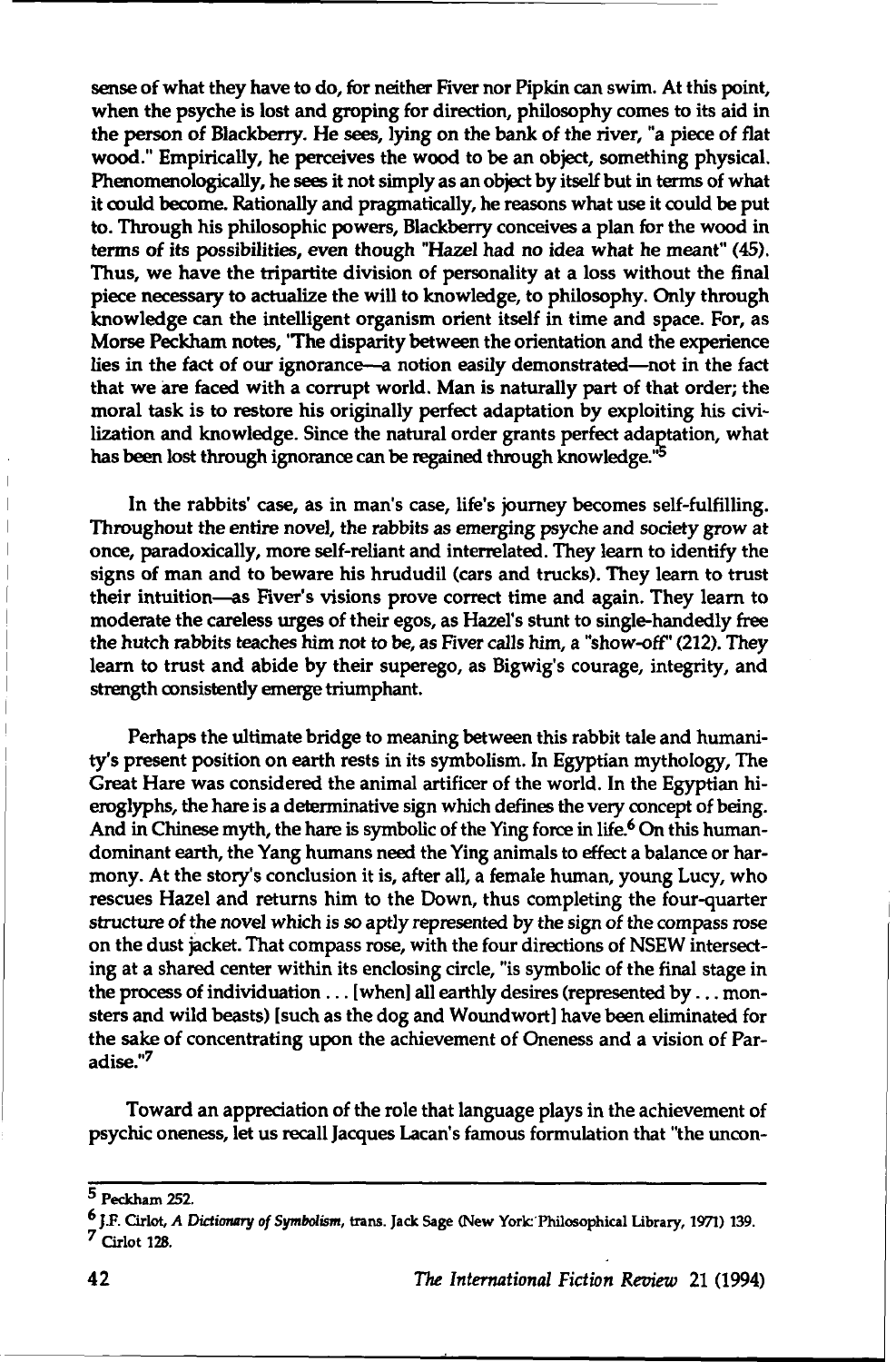sense of what they have to do, for neither Fiver nor Pipkin can swim. At this point, when the psyche is lost and groping for direction, philosophy comes to its aid in the person of Blackberry. He sees, lying on the bank of the river, "a piece of flat wood." Empirically, he perceives the wood to be an object, something physical. Phenomenologically, he sees it not simply as an object by itself but in terms of what it could become. Rationally and pragmatically, he reasons what use it could be put to. Through his philosophic powers, Blackberry conceives a plan for the wood in terms of its possibilities, even though "Hazel had no idea what he meant" (45). Thus, we have the tripartite division of personality at a loss without the final piece necessary to actualize the will to knowledge, to philosophy. Only through knowledge can the intelligent organism orient itself in time and space. For, as Morse Peckham notes, "The disparity between the orientation and the experience lies in the fact of our ignorance—a notion easily demonstrated—not in the fact that we are faced with a corrupt world. Man is naturally part of that order; the moral task is to restore his originally perfect adaptation by exploiting his civilization and knowledge. Since the natural order grants perfect adaptation, what has been lost through ignorance can be regained through knowledge."[5]

In the rabbits' case, as in man's case, life's journey becomes self-fulfilling. Throughout the entire novel, the rabbits as emerging psyche and society grow at once, paradoxically, more self-reliant and interrelated. They learn to identify the signs of man and to beware his hrududil (cars and trucks). They learn to trust their intuition—as Fiver's visions prove correct time and again. They learn to moderate the careless urges of their egos, as Hazel's stunt to single-handedly free the hutch rabbits teaches him not to be, as Fiver calls him, a "show-off" (212). They learn to trust and abide by their superego, as Bigwig's courage, integrity, and strength consistently emerge triumphant.

Perhaps the ultimate bridge to meaning between this rabbit tale and humanity's present position on earth rests in its symbolism. In Egyptian mythology, The Great Hare was considered the animal artificer of the world. In the Egyptian hieroglyphs, the hare is a determinative sign which defines the very concept of being. And in Chinese myth, the hare is symbolic of the Ying force in life.[6] On this human-dominant earth, the Yang humans need the Ying animals to effect a balance or harmony. At the story's conclusion it is, after all, a female human, young Lucy, who rescues Hazel and returns him to the Down, thus completing the four-quarter structure of the novel which is so aptly represented by the sign of the compass rose on the dust jacket. That compass rose, with the four directions of NSEW intersecting at a shared center within its enclosing circle, "is symbolic of the final stage in the process of individuation . . . [when] all earthly desires (represented by . . . monsters and wild beasts) [such as the dog and Woundwort] have been eliminated for the sake of concentrating upon the achievement of Oneness and a vision of Paradise."[7]

Toward an appreciation of the role that language plays in the achievement of psychic oneness, let us recall Jacques Lacan's famous formulation that "the uncon-

---

[5] Peckham 252.

[6] J.F. Cirlot, *A Dictionary of Symbolism*, trans. Jack Sage (New York: Philosophical Library, 1971) 139.

[7] Cirlot 128.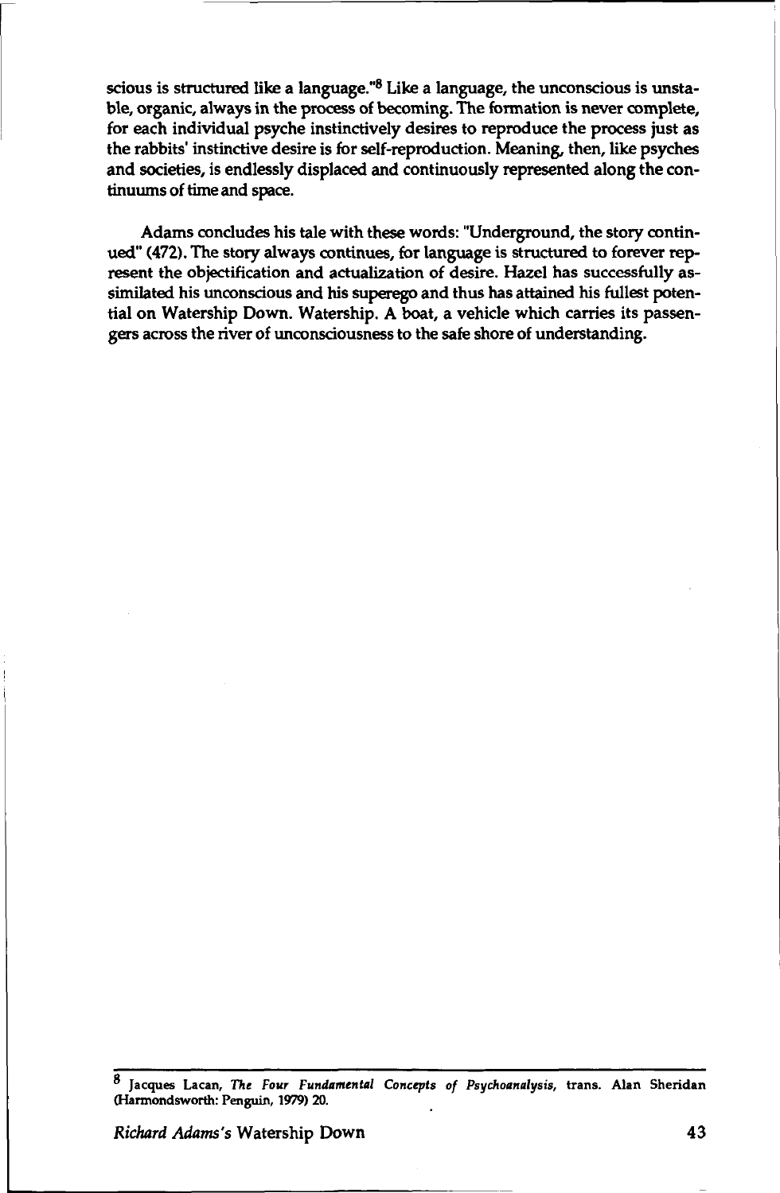scious is structured like a language."[8] Like a language, the unconscious is unstable, organic, always in the process of becoming. The formation is never complete, for each individual psyche instinctively desires to reproduce the process just as the rabbits' instinctive desire is for self-reproduction. Meaning, then, like psyches and societies, is endlessly displaced and continuously represented along the continuums of time and space.

Adams concludes his tale with these words: "Underground, the story continued" (472). The story always continues, for language is structured to forever represent the objectification and actualization of desire. Hazel has successfully assimilated his unconscious and his superego and thus has attained his fullest potential on Watership Down. Watership. A boat, a vehicle which carries its passengers across the river of unconsciousness to the safe shore of understanding.

---

[8] Jacques Lacan, *The Four Fundamental Concepts of Psychoanalysis*, trans. Alan Sheridan (Harmondsworth: Penguin, 1979) 20.